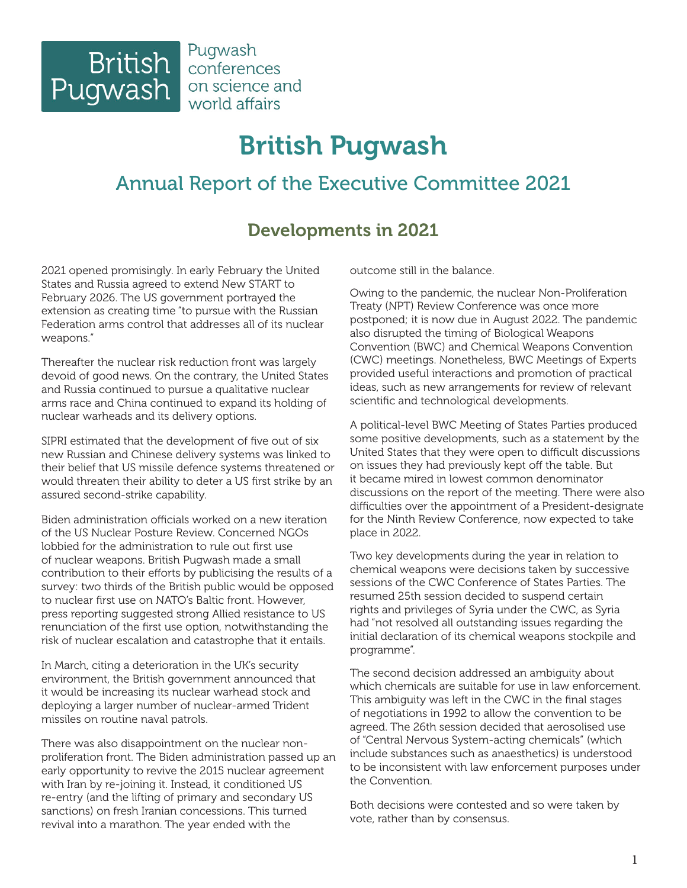British Pugwash — Pugwash conferences on science and world affairs

# British Pugwash

## Annual Report of the Executive Committee 2021

### Developments in 2021

2021 opened promisingly. In early February the United States and Russia agreed to extend New START to February 2026. The US government portrayed the extension as creating time "to pursue with the Russian Federation arms control that addresses all of its nuclear weapons."

Thereafter the nuclear risk reduction front was largely devoid of good news. On the contrary, the United States and Russia continued to pursue a qualitative nuclear arms race and China continued to expand its holding of nuclear warheads and its delivery options.

SIPRI estimated that the development of five out of six new Russian and Chinese delivery systems was linked to their belief that US missile defence systems threatened or would threaten their ability to deter a US first strike by an assured second-strike capability.

Biden administration officials worked on a new iteration of the US Nuclear Posture Review. Concerned NGOs lobbied for the administration to rule out first use of nuclear weapons. British Pugwash made a small contribution to their efforts by publicising the results of a survey: two thirds of the British public would be opposed to nuclear first use on NATO's Baltic front. However, press reporting suggested strong Allied resistance to US renunciation of the first use option, notwithstanding the risk of nuclear escalation and catastrophe that it entails.

In March, citing a deterioration in the UK's security environment, the British government announced that it would be increasing its nuclear warhead stock and deploying a larger number of nuclear-armed Trident missiles on routine naval patrols.

There was also disappointment on the nuclear non-proliferation front. The Biden administration passed up an early opportunity to revive the 2015 nuclear agreement with Iran by re-joining it. Instead, it conditioned US re-entry (and the lifting of primary and secondary US sanctions) on fresh Iranian concessions. This turned revival into a marathon. The year ended with the outcome still in the balance.

Owing to the pandemic, the nuclear Non-Proliferation Treaty (NPT) Review Conference was once more postponed; it is now due in August 2022. The pandemic also disrupted the timing of Biological Weapons Convention (BWC) and Chemical Weapons Convention (CWC) meetings. Nonetheless, BWC Meetings of Experts provided useful interactions and promotion of practical ideas, such as new arrangements for review of relevant scientific and technological developments.

A political-level BWC Meeting of States Parties produced some positive developments, such as a statement by the United States that they were open to difficult discussions on issues they had previously kept off the table. But it became mired in lowest common denominator discussions on the report of the meeting. There were also difficulties over the appointment of a President-designate for the Ninth Review Conference, now expected to take place in 2022.

Two key developments during the year in relation to chemical weapons were decisions taken by successive sessions of the CWC Conference of States Parties. The resumed 25th session decided to suspend certain rights and privileges of Syria under the CWC, as Syria had "not resolved all outstanding issues regarding the initial declaration of its chemical weapons stockpile and programme".

The second decision addressed an ambiguity about which chemicals are suitable for use in law enforcement. This ambiguity was left in the CWC in the final stages of negotiations in 1992 to allow the convention to be agreed. The 26th session decided that aerosolised use of "Central Nervous System-acting chemicals" (which include substances such as anaesthetics) is understood to be inconsistent with law enforcement purposes under the Convention.

Both decisions were contested and so were taken by vote, rather than by consensus.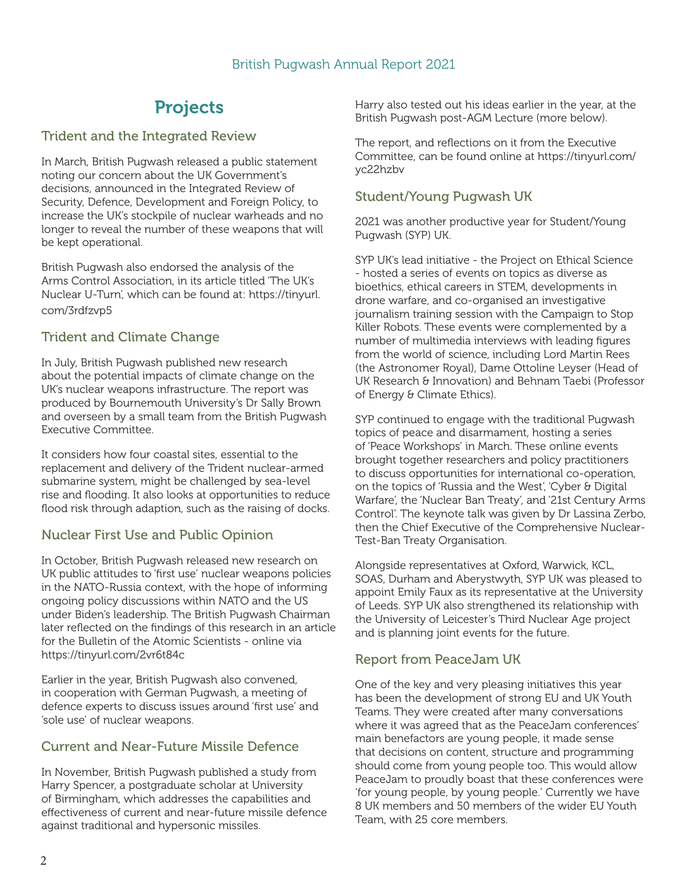# Projects

## Trident and the Integrated Review

In March, British Pugwash released a public statement noting our concern about the UK Government's decisions, announced in the Integrated Review of Security, Defence, Development and Foreign Policy, to increase the UK's stockpile of nuclear warheads and no longer to reveal the number of these weapons that will be kept operational.

British Pugwash also endorsed the analysis of the Arms Control Association, in its article titled 'The UK's Nuclear U-Turn', which can be found at: https://tinyurl.com/3rdfzvp5

## Trident and Climate Change

In July, British Pugwash published new research about the potential impacts of climate change on the UK's nuclear weapons infrastructure. The report was produced by Bournemouth University's Dr Sally Brown and overseen by a small team from the British Pugwash Executive Committee.

It considers how four coastal sites, essential to the replacement and delivery of the Trident nuclear-armed submarine system, might be challenged by sea-level rise and flooding. It also looks at opportunities to reduce flood risk through adaption, such as the raising of docks.

## Nuclear First Use and Public Opinion

In October, British Pugwash released new research on UK public attitudes to 'first use' nuclear weapons policies in the NATO-Russia context, with the hope of informing ongoing policy discussions within NATO and the US under Biden's leadership. The British Pugwash Chairman later reflected on the findings of this research in an article for the Bulletin of the Atomic Scientists - online via https://tinyurl.com/2vr6t84c

Earlier in the year, British Pugwash also convened, in cooperation with German Pugwash, a meeting of defence experts to discuss issues around 'first use' and 'sole use' of nuclear weapons.

## Current and Near-Future Missile Defence

In November, British Pugwash published a study from Harry Spencer, a postgraduate scholar at University of Birmingham, which addresses the capabilities and effectiveness of current and near-future missile defence against traditional and hypersonic missiles.

Harry also tested out his ideas earlier in the year, at the British Pugwash post-AGM Lecture (more below).

The report, and reflections on it from the Executive Committee, can be found online at https://tinyurl.com/yc22hzbv

## Student/Young Pugwash UK

2021 was another productive year for Student/Young Pugwash (SYP) UK.

SYP UK's lead initiative - the Project on Ethical Science - hosted a series of events on topics as diverse as bioethics, ethical careers in STEM, developments in drone warfare, and co-organised an investigative journalism training session with the Campaign to Stop Killer Robots. These events were complemented by a number of multimedia interviews with leading figures from the world of science, including Lord Martin Rees (the Astronomer Royal), Dame Ottoline Leyser (Head of UK Research & Innovation) and Behnam Taebi (Professor of Energy & Climate Ethics).

SYP continued to engage with the traditional Pugwash topics of peace and disarmament, hosting a series of 'Peace Workshops' in March. These online events brought together researchers and policy practitioners to discuss opportunities for international co-operation, on the topics of 'Russia and the West', 'Cyber & Digital Warfare', the 'Nuclear Ban Treaty', and '21st Century Arms Control'. The keynote talk was given by Dr Lassina Zerbo, then the Chief Executive of the Comprehensive Nuclear-Test-Ban Treaty Organisation.

Alongside representatives at Oxford, Warwick, KCL, SOAS, Durham and Aberystwyth, SYP UK was pleased to appoint Emily Faux as its representative at the University of Leeds. SYP UK also strengthened its relationship with the University of Leicester's Third Nuclear Age project and is planning joint events for the future.

## Report from PeaceJam UK

One of the key and very pleasing initiatives this year has been the development of strong EU and UK Youth Teams. They were created after many conversations where it was agreed that as the PeaceJam conferences' main benefactors are young people, it made sense that decisions on content, structure and programming should come from young people too. This would allow PeaceJam to proudly boast that these conferences were 'for young people, by young people.' Currently we have 8 UK members and 50 members of the wider EU Youth Team, with 25 core members.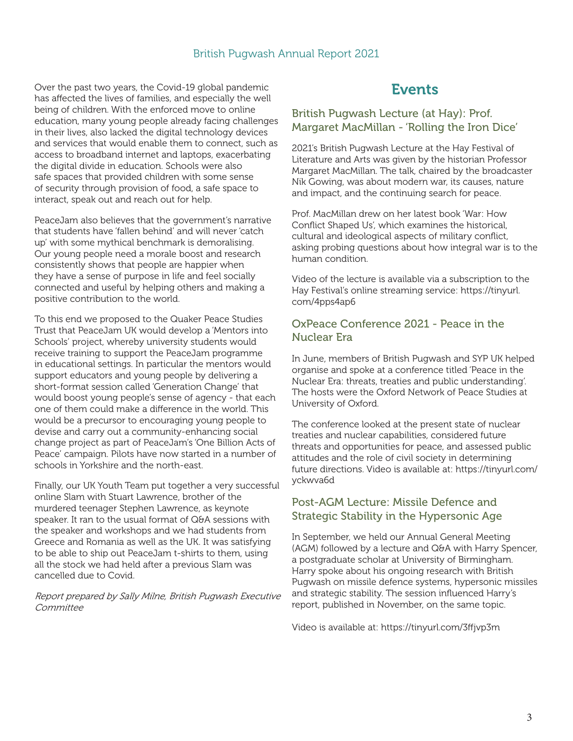Over the past two years, the Covid-19 global pandemic has affected the lives of families, and especially the well being of children. With the enforced move to online education, many young people already facing challenges in their lives, also lacked the digital technology devices and services that would enable them to connect, such as access to broadband internet and laptops, exacerbating the digital divide in education. Schools were also safe spaces that provided children with some sense of security through provision of food, a safe space to interact, speak out and reach out for help.

PeaceJam also believes that the government's narrative that students have 'fallen behind' and will never 'catch up' with some mythical benchmark is demoralising. Our young people need a morale boost and research consistently shows that people are happier when they have a sense of purpose in life and feel socially connected and useful by helping others and making a positive contribution to the world.

To this end we proposed to the Quaker Peace Studies Trust that PeaceJam UK would develop a 'Mentors into Schools' project, whereby university students would receive training to support the PeaceJam programme in educational settings. In particular the mentors would support educators and young people by delivering a short-format session called 'Generation Change' that would boost young people's sense of agency - that each one of them could make a difference in the world. This would be a precursor to encouraging young people to devise and carry out a community-enhancing social change project as part of PeaceJam's 'One Billion Acts of Peace' campaign. Pilots have now started in a number of schools in Yorkshire and the north-east.

Finally, our UK Youth Team put together a very successful online Slam with Stuart Lawrence, brother of the murdered teenager Stephen Lawrence, as keynote speaker. It ran to the usual format of Q&A sessions with the speaker and workshops and we had students from Greece and Romania as well as the UK. It was satisfying to be able to ship out PeaceJam t-shirts to them, using all the stock we had held after a previous Slam was cancelled due to Covid.

*Report prepared by Sally Milne, British Pugwash Executive Committee*

# Events

## British Pugwash Lecture (at Hay): Prof. Margaret MacMillan - 'Rolling the Iron Dice'

2021's British Pugwash Lecture at the Hay Festival of Literature and Arts was given by the historian Professor Margaret MacMillan. The talk, chaired by the broadcaster Nik Gowing, was about modern war, its causes, nature and impact, and the continuing search for peace.

Prof. MacMillan drew on her latest book 'War: How Conflict Shaped Us', which examines the historical, cultural and ideological aspects of military conflict, asking probing questions about how integral war is to the human condition.

Video of the lecture is available via a subscription to the Hay Festival's online streaming service: https://tinyurl.com/4pps4ap6

## OxPeace Conference 2021 - Peace in the Nuclear Era

In June, members of British Pugwash and SYP UK helped organise and spoke at a conference titled 'Peace in the Nuclear Era: threats, treaties and public understanding'. The hosts were the Oxford Network of Peace Studies at University of Oxford.

The conference looked at the present state of nuclear treaties and nuclear capabilities, considered future threats and opportunities for peace, and assessed public attitudes and the role of civil society in determining future directions. Video is available at: https://tinyurl.com/yckwva6d

## Post-AGM Lecture: Missile Defence and Strategic Stability in the Hypersonic Age

In September, we held our Annual General Meeting (AGM) followed by a lecture and Q&A with Harry Spencer, a postgraduate scholar at University of Birmingham. Harry spoke about his ongoing research with British Pugwash on missile defence systems, hypersonic missiles and strategic stability. The session influenced Harry's report, published in November, on the same topic.

Video is available at: https://tinyurl.com/3ffjvp3m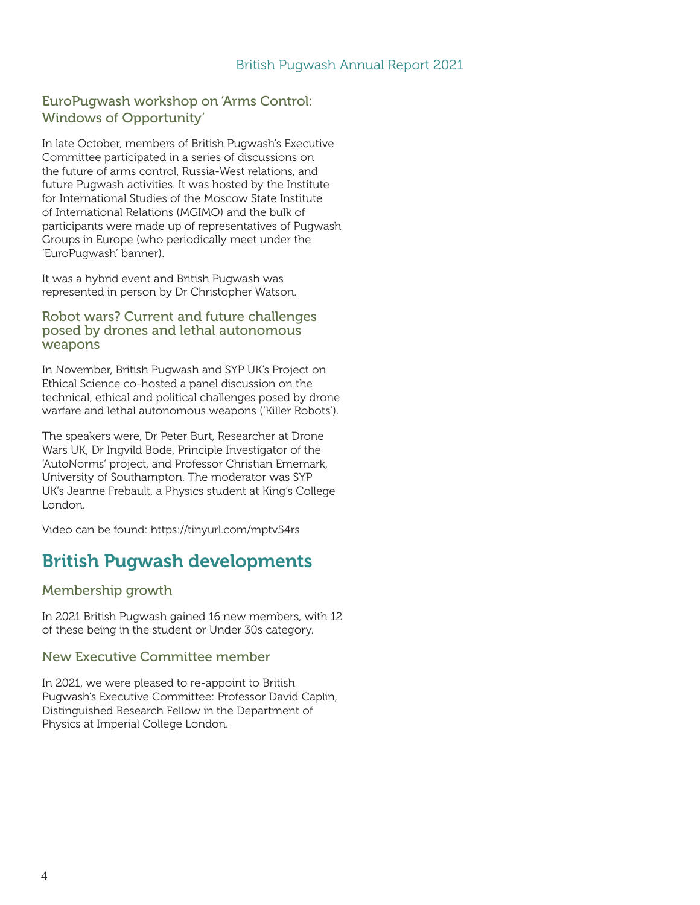### EuroPugwash workshop on 'Arms Control: Windows of Opportunity'

In late October, members of British Pugwash's Executive Committee participated in a series of discussions on the future of arms control, Russia-West relations, and future Pugwash activities. It was hosted by the Institute for International Studies of the Moscow State Institute of International Relations (MGIMO) and the bulk of participants were made up of representatives of Pugwash Groups in Europe (who periodically meet under the 'EuroPugwash' banner).

It was a hybrid event and British Pugwash was represented in person by Dr Christopher Watson.

### Robot wars? Current and future challenges posed by drones and lethal autonomous weapons

In November, British Pugwash and SYP UK's Project on Ethical Science co-hosted a panel discussion on the technical, ethical and political challenges posed by drone warfare and lethal autonomous weapons ('Killer Robots').

The speakers were, Dr Peter Burt, Researcher at Drone Wars UK, Dr Ingvild Bode, Principle Investigator of the 'AutoNorms' project, and Professor Christian Ememark, University of Southampton. The moderator was SYP UK's Jeanne Frebault, a Physics student at King's College London.

Video can be found: https://tinyurl.com/mptv54rs

## British Pugwash developments

### Membership growth

In 2021 British Pugwash gained 16 new members, with 12 of these being in the student or Under 30s category.

### New Executive Committee member

In 2021, we were pleased to re-appoint to British Pugwash's Executive Committee: Professor David Caplin, Distinguished Research Fellow in the Department of Physics at Imperial College London.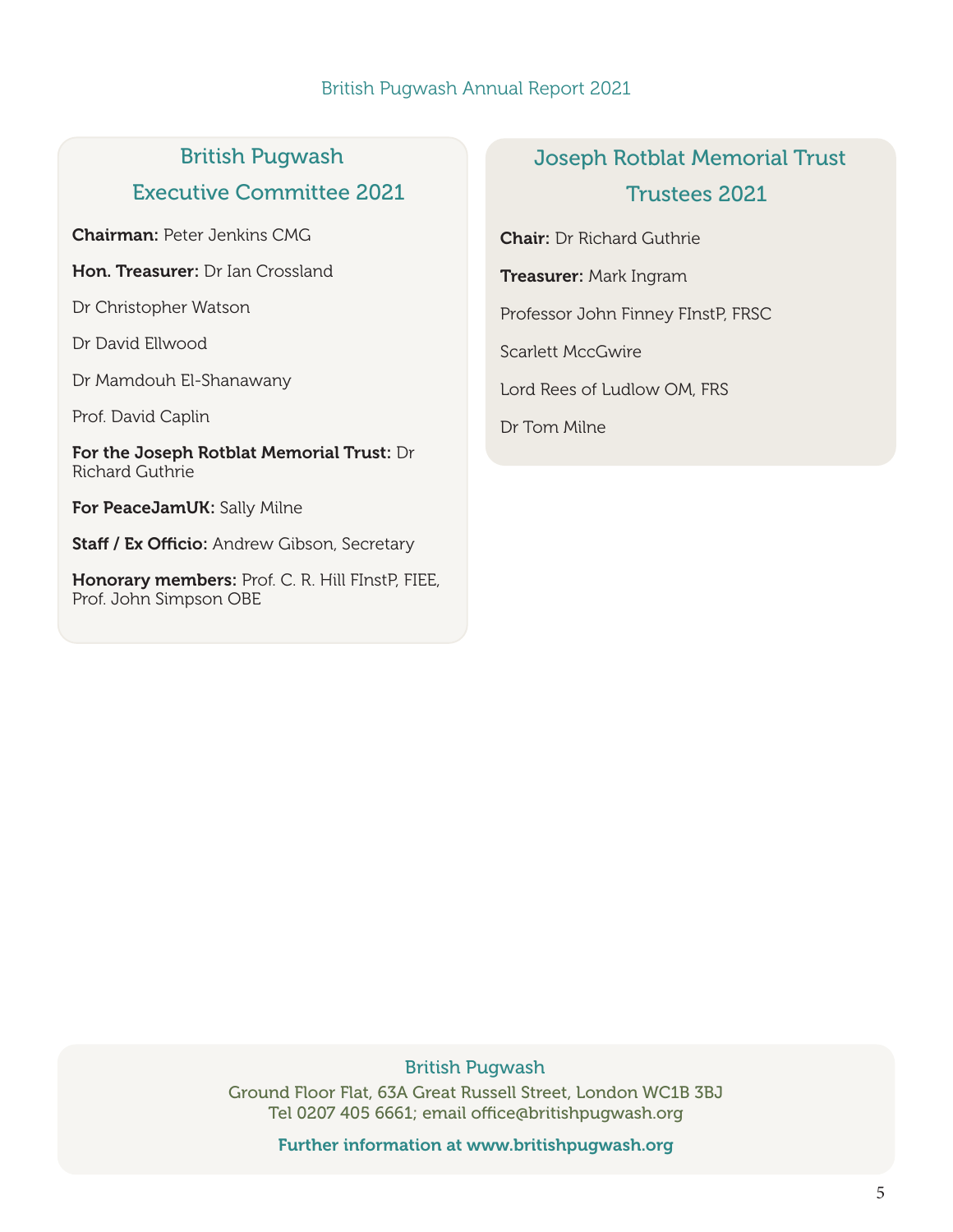## British Pugwash Executive Committee 2021

**Chairman:** Peter Jenkins CMG

**Hon. Treasurer:** Dr Ian Crossland

Dr Christopher Watson

Dr David Ellwood

Dr Mamdouh El-Shanawany

Prof. David Caplin

**For the Joseph Rotblat Memorial Trust:** Dr Richard Guthrie

**For PeaceJamUK:** Sally Milne

**Staff / Ex Officio:** Andrew Gibson, Secretary

**Honorary members:** Prof. C. R. Hill FInstP, FIEE, Prof. John Simpson OBE

## Joseph Rotblat Memorial Trust Trustees 2021

**Chair:** Dr Richard Guthrie

**Treasurer:** Mark Ingram

Professor John Finney FInstP, FRSC

Scarlett MccGwire

Lord Rees of Ludlow OM, FRS

Dr Tom Milne

British Pugwash
Ground Floor Flat, 63A Great Russell Street, London WC1B 3BJ
Tel 0207 405 6661; email office@britishpugwash.org

**Further information at www.britishpugwash.org**